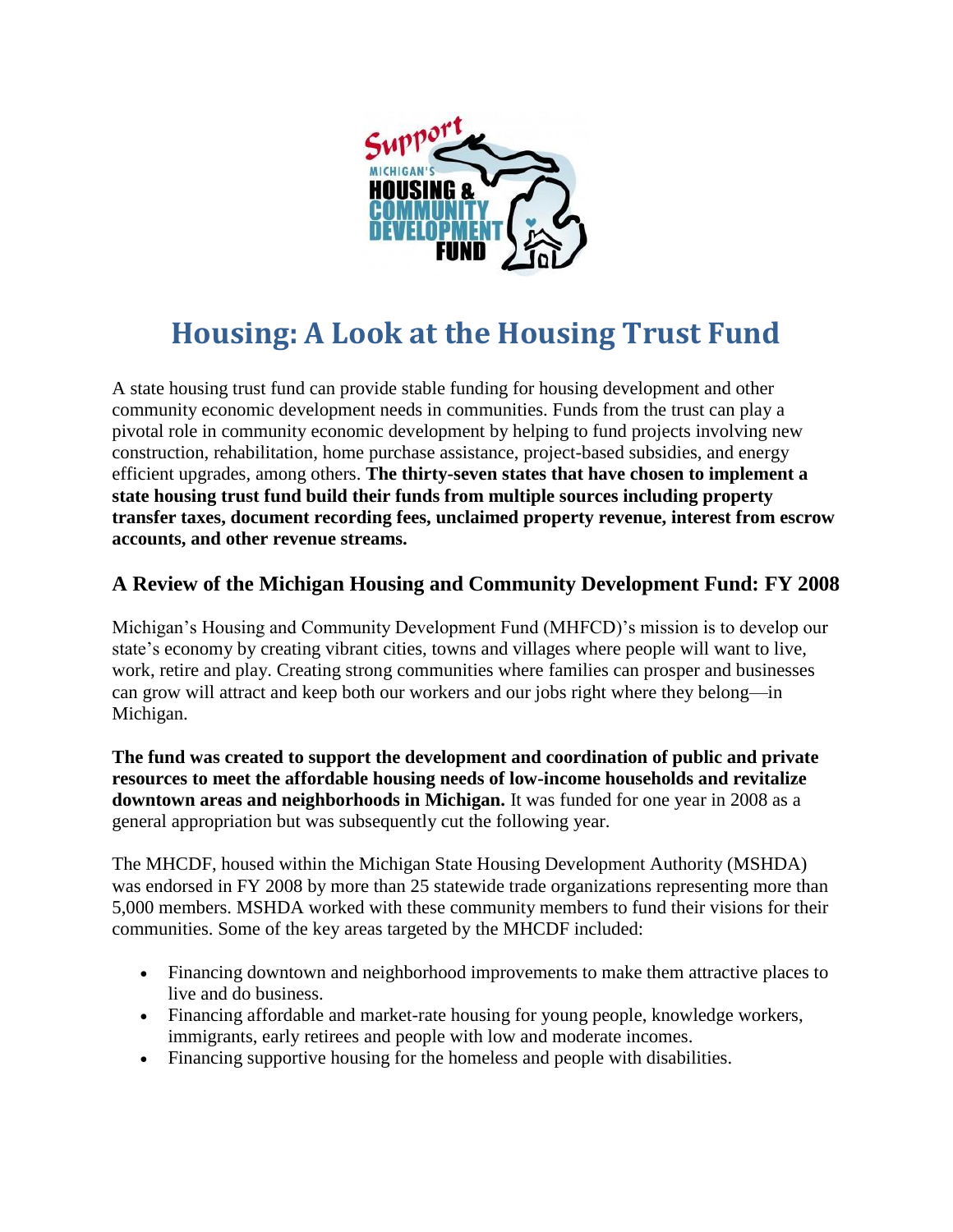Support MICHIGAN'S HOUSING & COMMUNITY DEVELOPMENT FUND

# Housing: A Look at the Housing Trust Fund

A state housing trust fund can provide stable funding for housing development and other community economic development needs in communities. Funds from the trust can play a pivotal role in community economic development by helping to fund projects involving new construction, rehabilitation, home purchase assistance, project-based subsidies, and energy efficient upgrades, among others. **The thirty-seven states that have chosen to implement a state housing trust fund build their funds from multiple sources including property transfer taxes, document recording fees, unclaimed property revenue, interest from escrow accounts, and other revenue streams.**

## A Review of the Michigan Housing and Community Development Fund: FY 2008

Michigan's Housing and Community Development Fund (MHFCD)'s mission is to develop our state's economy by creating vibrant cities, towns and villages where people will want to live, work, retire and play. Creating strong communities where families can prosper and businesses can grow will attract and keep both our workers and our jobs right where they belong—in Michigan.

**The fund was created to support the development and coordination of public and private resources to meet the affordable housing needs of low-income households and revitalize downtown areas and neighborhoods in Michigan.** It was funded for one year in 2008 as a general appropriation but was subsequently cut the following year.

The MHCDF, housed within the Michigan State Housing Development Authority (MSHDA) was endorsed in FY 2008 by more than 25 statewide trade organizations representing more than 5,000 members. MSHDA worked with these community members to fund their visions for their communities. Some of the key areas targeted by the MHCDF included:

- Financing downtown and neighborhood improvements to make them attractive places to live and do business.
- Financing affordable and market-rate housing for young people, knowledge workers, immigrants, early retirees and people with low and moderate incomes.
- Financing supportive housing for the homeless and people with disabilities.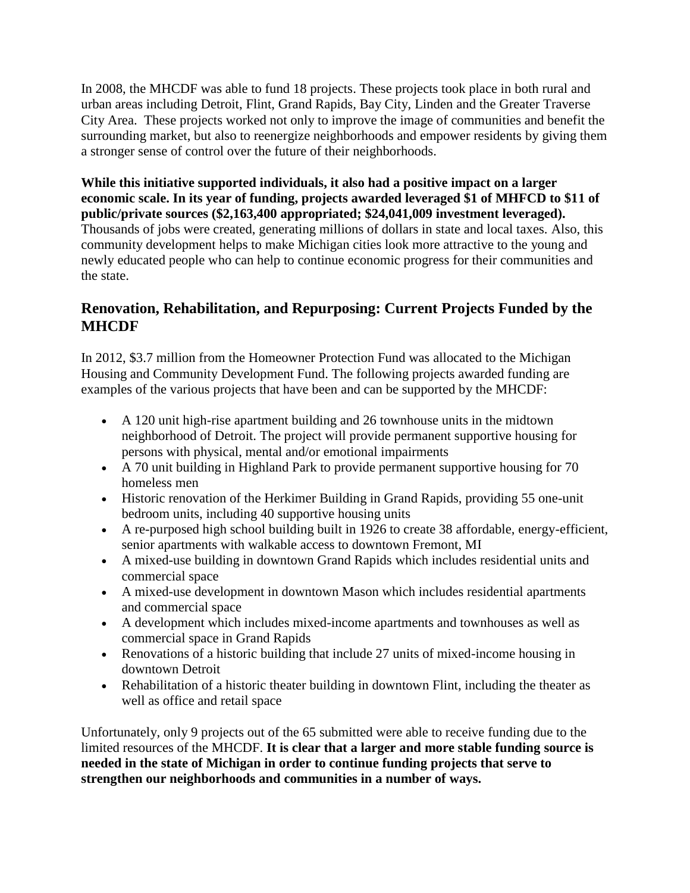In 2008, the MHCDF was able to fund 18 projects. These projects took place in both rural and urban areas including Detroit, Flint, Grand Rapids, Bay City, Linden and the Greater Traverse City Area. These projects worked not only to improve the image of communities and benefit the surrounding market, but also to reenergize neighborhoods and empower residents by giving them a stronger sense of control over the future of their neighborhoods.

**While this initiative supported individuals, it also had a positive impact on a larger economic scale. In its year of funding, projects awarded leveraged $1 of MHFCD to $11 of public/private sources ($2,163,400 appropriated; $24,041,009 investment leveraged).** Thousands of jobs were created, generating millions of dollars in state and local taxes. Also, this community development helps to make Michigan cities look more attractive to the young and newly educated people who can help to continue economic progress for their communities and the state.

## Renovation, Rehabilitation, and Repurposing: Current Projects Funded by the MHCDF

In 2012, $3.7 million from the Homeowner Protection Fund was allocated to the Michigan Housing and Community Development Fund. The following projects awarded funding are examples of the various projects that have been and can be supported by the MHCDF:

- A 120 unit high-rise apartment building and 26 townhouse units in the midtown neighborhood of Detroit. The project will provide permanent supportive housing for persons with physical, mental and/or emotional impairments
- A 70 unit building in Highland Park to provide permanent supportive housing for 70 homeless men
- Historic renovation of the Herkimer Building in Grand Rapids, providing 55 one-unit bedroom units, including 40 supportive housing units
- A re-purposed high school building built in 1926 to create 38 affordable, energy-efficient, senior apartments with walkable access to downtown Fremont, MI
- A mixed-use building in downtown Grand Rapids which includes residential units and commercial space
- A mixed-use development in downtown Mason which includes residential apartments and commercial space
- A development which includes mixed-income apartments and townhouses as well as commercial space in Grand Rapids
- Renovations of a historic building that include 27 units of mixed-income housing in downtown Detroit
- Rehabilitation of a historic theater building in downtown Flint, including the theater as well as office and retail space

Unfortunately, only 9 projects out of the 65 submitted were able to receive funding due to the limited resources of the MHCDF. **It is clear that a larger and more stable funding source is needed in the state of Michigan in order to continue funding projects that serve to strengthen our neighborhoods and communities in a number of ways.**